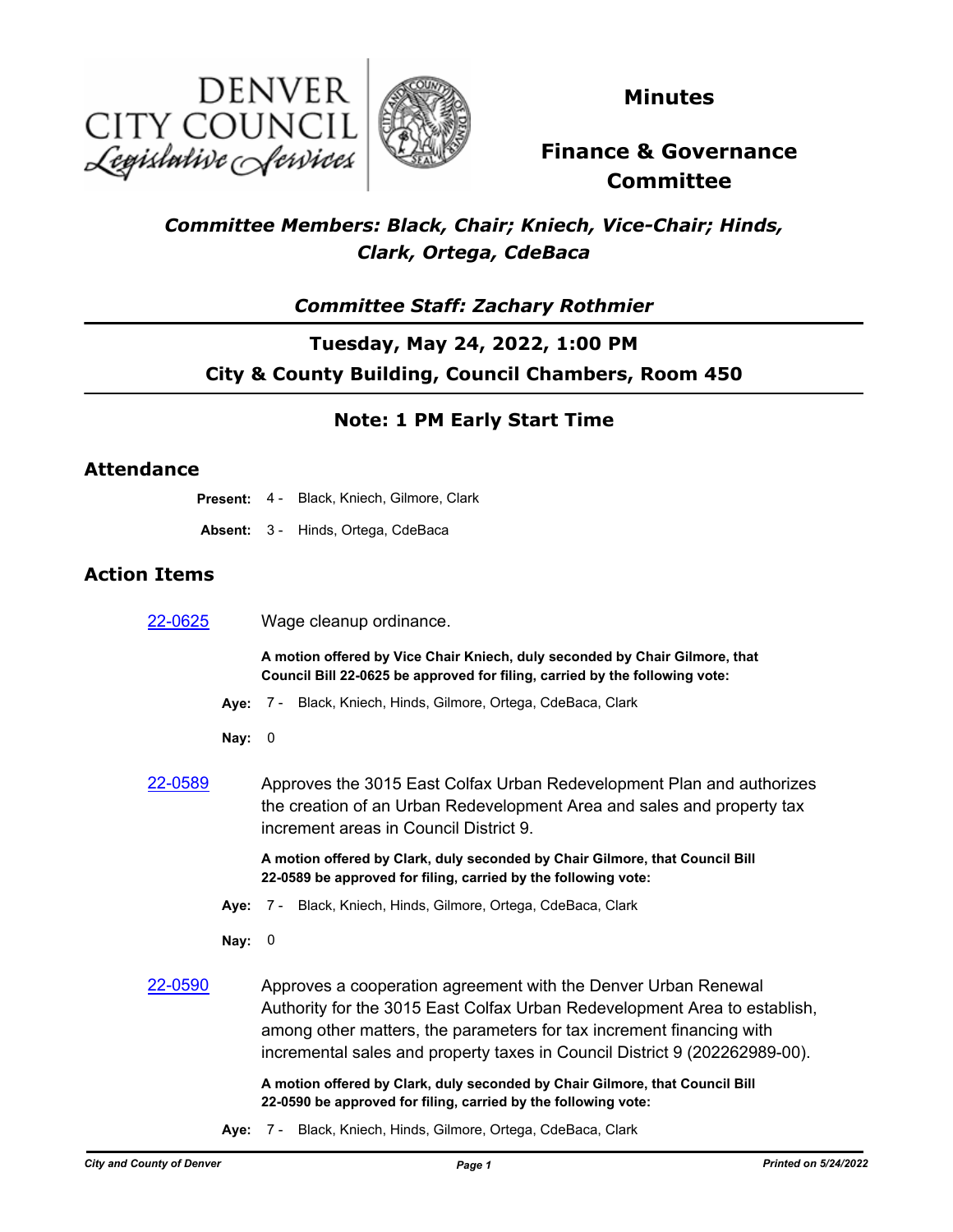DENVER CITY COUNCIL Legislative Services

# Minutes

# Finance & Governance Committee

***Committee Members: Black, Chair; Kniech, Vice-Chair; Hinds, Clark, Ortega, CdeBaca***

***Committee Staff: Zachary Rothmier***

**Tuesday, May 24, 2022, 1:00 PM**

**City & County Building, Council Chambers, Room 450**

**Note: 1 PM Early Start Time**

## Attendance

**Present:** 4 - Black, Kniech, Gilmore, Clark

**Absent:** 3 - Hinds, Ortega, CdeBaca

## Action Items

[22-0625](22-0625) Wage cleanup ordinance.

**A motion offered by Vice Chair Kniech, duly seconded by Chair Gilmore, that Council Bill 22-0625 be approved for filing, carried by the following vote:**

**Aye:** 7 - Black, Kniech, Hinds, Gilmore, Ortega, CdeBaca, Clark

**Nay:** 0

[22-0589](22-0589) Approves the 3015 East Colfax Urban Redevelopment Plan and authorizes the creation of an Urban Redevelopment Area and sales and property tax increment areas in Council District 9.

**A motion offered by Clark, duly seconded by Chair Gilmore, that Council Bill 22-0589 be approved for filing, carried by the following vote:**

**Aye:** 7 - Black, Kniech, Hinds, Gilmore, Ortega, CdeBaca, Clark

**Nay:** 0

[22-0590](22-0590) Approves a cooperation agreement with the Denver Urban Renewal Authority for the 3015 East Colfax Urban Redevelopment Area to establish, among other matters, the parameters for tax increment financing with incremental sales and property taxes in Council District 9 (202262989-00).

**A motion offered by Clark, duly seconded by Chair Gilmore, that Council Bill 22-0590 be approved for filing, carried by the following vote:**

**Aye:** 7 - Black, Kniech, Hinds, Gilmore, Ortega, CdeBaca, Clark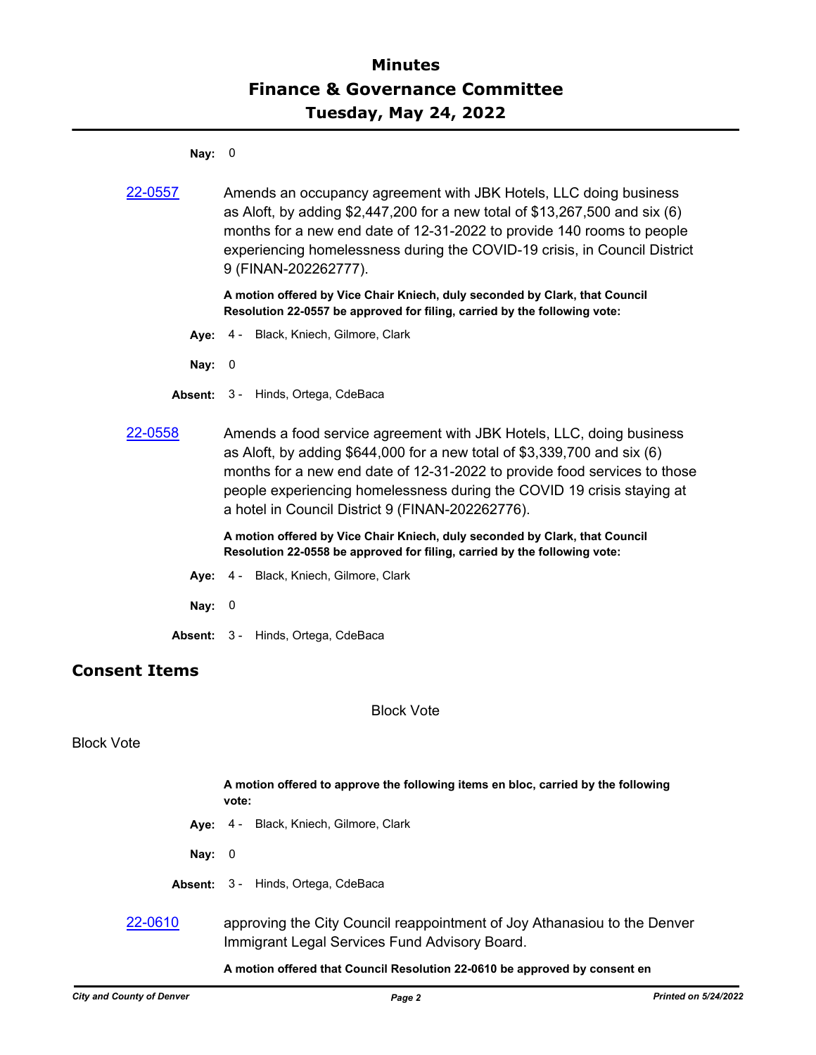**Nay:** 0

[22-0557] Amends an occupancy agreement with JBK Hotels, LLC doing business as Aloft, by adding $2,447,200 for a new total of $13,267,500 and six (6) months for a new end date of 12-31-2022 to provide 140 rooms to people experiencing homelessness during the COVID-19 crisis, in Council District 9 (FINAN-202262777).

**A motion offered by Vice Chair Kniech, duly seconded by Clark, that Council Resolution 22-0557 be approved for filing, carried by the following vote:**

**Aye:** 4 - Black, Kniech, Gilmore, Clark

**Nay:** 0

**Absent:** 3 - Hinds, Ortega, CdeBaca

[22-0558] Amends a food service agreement with JBK Hotels, LLC, doing business as Aloft, by adding $644,000 for a new total of $3,339,700 and six (6) months for a new end date of 12-31-2022 to provide food services to those people experiencing homelessness during the COVID 19 crisis staying at a hotel in Council District 9 (FINAN-202262776).

**A motion offered by Vice Chair Kniech, duly seconded by Clark, that Council Resolution 22-0558 be approved for filing, carried by the following vote:**

**Aye:** 4 - Black, Kniech, Gilmore, Clark

**Nay:** 0

**Absent:** 3 - Hinds, Ortega, CdeBaca

## Consent Items

Block Vote

Block Vote

**A motion offered to approve the following items en bloc, carried by the following vote:**

**Aye:** 4 - Black, Kniech, Gilmore, Clark

**Nay:** 0

**Absent:** 3 - Hinds, Ortega, CdeBaca

[22-0610] approving the City Council reappointment of Joy Athanasiou to the Denver Immigrant Legal Services Fund Advisory Board.

**A motion offered that Council Resolution 22-0610 be approved by consent en**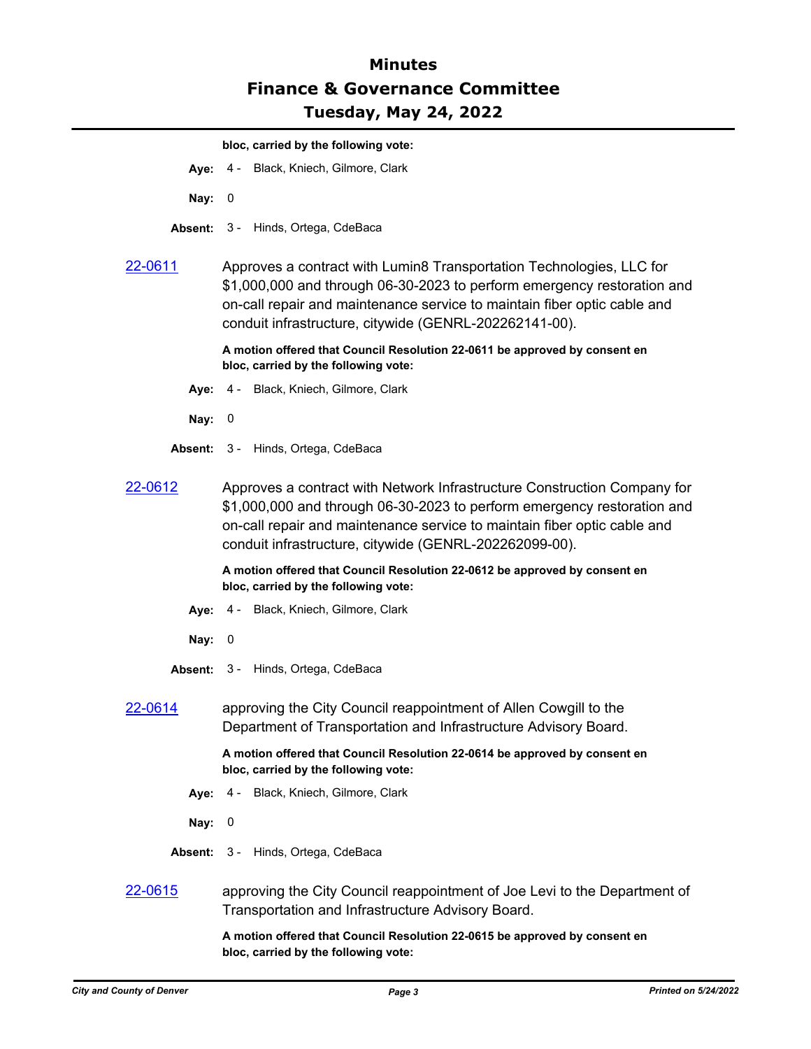bloc, carried by the following vote:

**Aye:** 4 - Black, Kniech, Gilmore, Clark

**Nay:** 0

**Absent:** 3 - Hinds, Ortega, CdeBaca

22-0611 Approves a contract with Lumin8 Transportation Technologies, LLC for $1,000,000 and through 06-30-2023 to perform emergency restoration and on-call repair and maintenance service to maintain fiber optic cable and conduit infrastructure, citywide (GENRL-202262141-00).

**A motion offered that Council Resolution 22-0611 be approved by consent en bloc, carried by the following vote:**

**Aye:** 4 - Black, Kniech, Gilmore, Clark

**Nay:** 0

**Absent:** 3 - Hinds, Ortega, CdeBaca

22-0612 Approves a contract with Network Infrastructure Construction Company for $1,000,000 and through 06-30-2023 to perform emergency restoration and on-call repair and maintenance service to maintain fiber optic cable and conduit infrastructure, citywide (GENRL-202262099-00).

**A motion offered that Council Resolution 22-0612 be approved by consent en bloc, carried by the following vote:**

**Aye:** 4 - Black, Kniech, Gilmore, Clark

**Nay:** 0

**Absent:** 3 - Hinds, Ortega, CdeBaca

22-0614 approving the City Council reappointment of Allen Cowgill to the Department of Transportation and Infrastructure Advisory Board.

**A motion offered that Council Resolution 22-0614 be approved by consent en bloc, carried by the following vote:**

**Aye:** 4 - Black, Kniech, Gilmore, Clark

**Nay:** 0

**Absent:** 3 - Hinds, Ortega, CdeBaca

22-0615 approving the City Council reappointment of Joe Levi to the Department of Transportation and Infrastructure Advisory Board.

**A motion offered that Council Resolution 22-0615 be approved by consent en bloc, carried by the following vote:**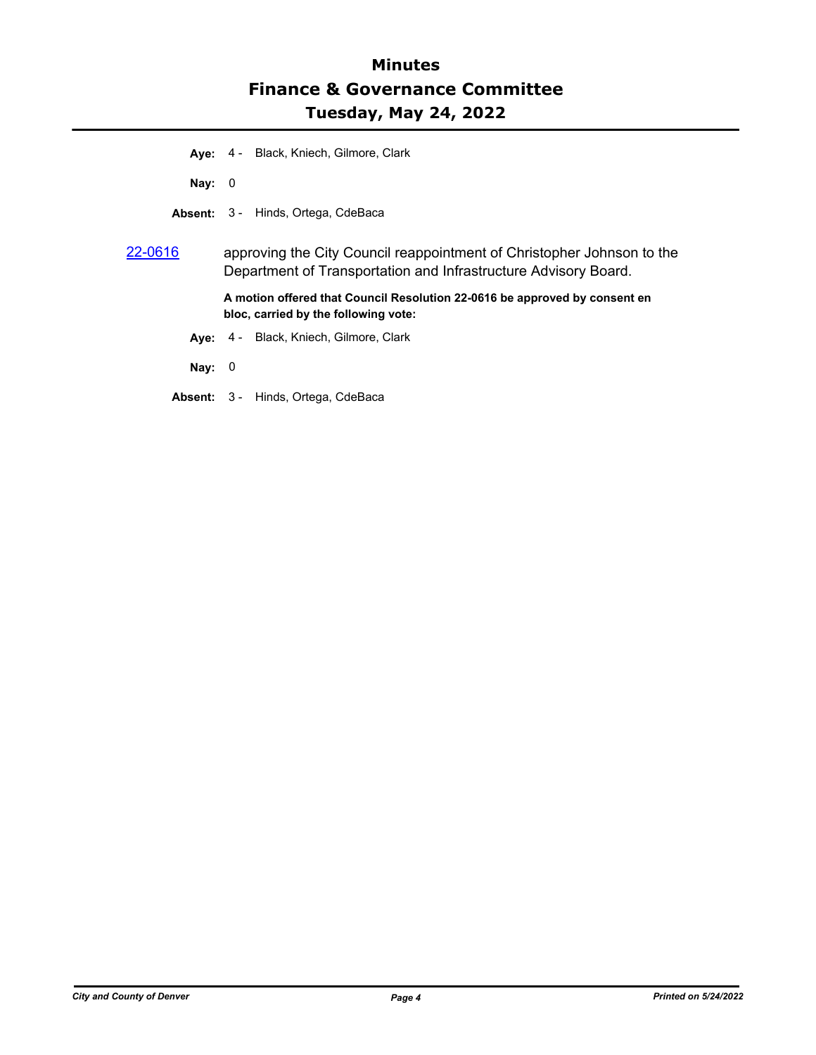**Aye:** 4 - Black, Kniech, Gilmore, Clark

**Nay:** 0

**Absent:** 3 - Hinds, Ortega, CdeBaca

[22-0616](22-0616) approving the City Council reappointment of Christopher Johnson to the Department of Transportation and Infrastructure Advisory Board.

**A motion offered that Council Resolution 22-0616 be approved by consent en bloc, carried by the following vote:**

**Aye:** 4 - Black, Kniech, Gilmore, Clark

**Nay:** 0

**Absent:** 3 - Hinds, Ortega, CdeBaca